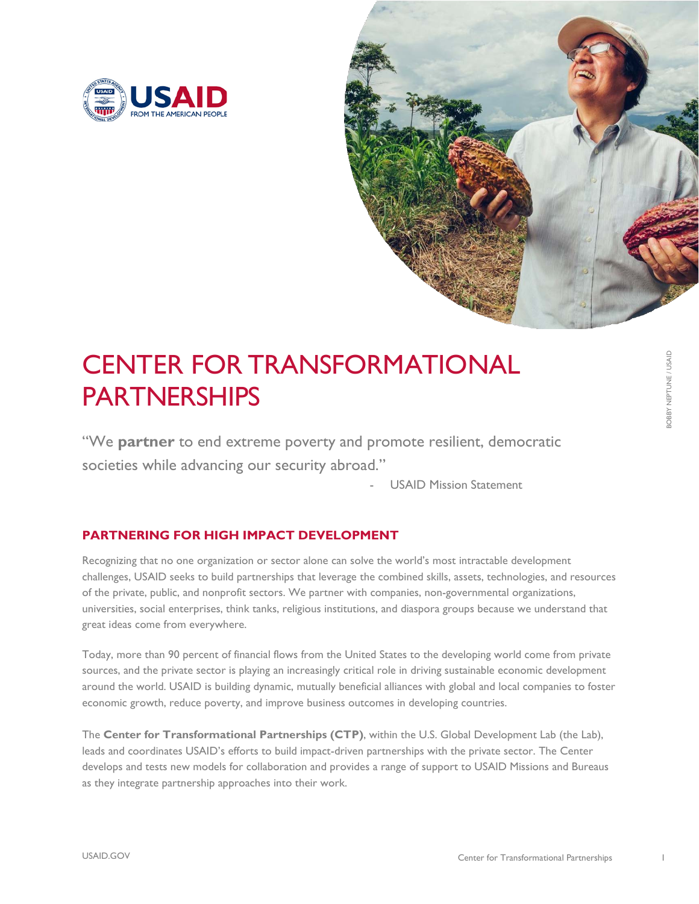# CENTER FOR TRANSFORMATIONAL PARTNERSHIPS

"We **partner** to end extreme poverty and promote resilient, democratic societies while advancing our security abroad."

- USAID Mission Statement

## PARTNERING FOR HIGH IMPACT DEVELOPMENT

Recognizing that no one organization or sector alone can solve the world's most intractable development challenges, USAID seeks to build partnerships that leverage the combined skills, assets, technologies, and resources of the private, public, and nonprofit sectors. We partner with companies, non-governmental organizations, universities, social enterprises, think tanks, religious institutions, and diaspora groups because we understand that great ideas come from everywhere.

Today, more than 90 percent of financial flows from the United States to the developing world come from private sources, and the private sector is playing an increasingly critical role in driving sustainable economic development around the world. USAID is building dynamic, mutually beneficial alliances with global and local companies to foster economic growth, reduce poverty, and improve business outcomes in developing countries.

The **Center for Transformational Partnerships (CTP)**, within the U.S. Global Development Lab (the Lab), leads and coordinates USAID's efforts to build impact-driven partnerships with the private sector. The Center develops and tests new models for collaboration and provides a range of support to USAID Missions and Bureaus as they integrate partnership approaches into their work.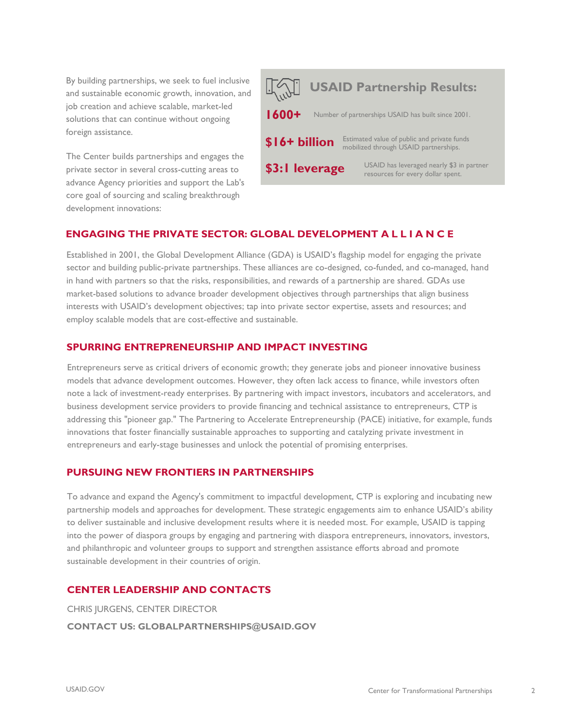By building partnerships, we seek to fuel inclusive and sustainable economic growth, innovation, and job creation and achieve scalable, market-led solutions that can continue without ongoing foreign assistance.

The Center builds partnerships and engages the private sector in several cross-cutting areas to advance Agency priorities and support the Lab's core goal of sourcing and scaling breakthrough development innovations:

### USAID Partnership Results:

**1600+** Number of partnerships USAID has built since 2001.

**$16+ billion** Estimated value of public and private funds mobilized through USAID partnerships.

**$3:1 leverage** USAID has leveraged nearly $3 in partner resources for every dollar spent.

## ENGAGING THE PRIVATE SECTOR: GLOBAL DEVELOPMENT ALLIANCE

Established in 2001, the Global Development Alliance (GDA) is USAID's flagship model for engaging the private sector and building public-private partnerships. These alliances are co-designed, co-funded, and co-managed, hand in hand with partners so that the risks, responsibilities, and rewards of a partnership are shared. GDAs use market-based solutions to advance broader development objectives through partnerships that align business interests with USAID's development objectives; tap into private sector expertise, assets and resources; and employ scalable models that are cost-effective and sustainable.

## SPURRING ENTREPRENEURSHIP AND IMPACT INVESTING

Entrepreneurs serve as critical drivers of economic growth; they generate jobs and pioneer innovative business models that advance development outcomes. However, they often lack access to finance, while investors often note a lack of investment-ready enterprises. By partnering with impact investors, incubators and accelerators, and business development service providers to provide financing and technical assistance to entrepreneurs, CTP is addressing this "pioneer gap." The Partnering to Accelerate Entrepreneurship (PACE) initiative, for example, funds innovations that foster financially sustainable approaches to supporting and catalyzing private investment in entrepreneurs and early-stage businesses and unlock the potential of promising enterprises.

## PURSUING NEW FRONTIERS IN PARTNERSHIPS

To advance and expand the Agency's commitment to impactful development, CTP is exploring and incubating new partnership models and approaches for development. These strategic engagements aim to enhance USAID's ability to deliver sustainable and inclusive development results where it is needed most. For example, USAID is tapping into the power of diaspora groups by engaging and partnering with diaspora entrepreneurs, innovators, investors, and philanthropic and volunteer groups to support and strengthen assistance efforts abroad and promote sustainable development in their countries of origin.

## CENTER LEADERSHIP AND CONTACTS

CHRIS JURGENS, CENTER DIRECTOR

**CONTACT US: GLOBALPARTNERSHIPS@USAID.GOV**